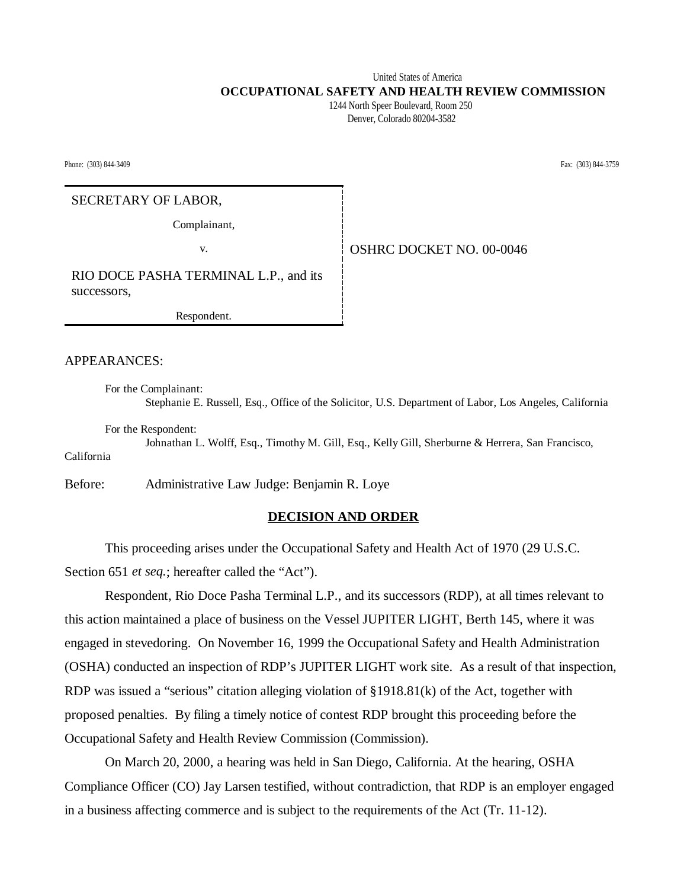United States of America

**OCCUPATIONAL SAFETY AND HEALTH REVIEW COMMISSION**

1244 North Speer Boulevard, Room 250
Denver, Colorado 80204-3582

Phone: (303) 844-3409 Fax: (303) 844-3759

| | |
|---|---|
| SECRETARY OF LABOR,<br><br>Complainant,<br><br>v.<br><br>RIO DOCE PASHA TERMINAL L.P., and its successors,<br><br>Respondent. | OSHRC DOCKET NO. 00-0046 |

APPEARANCES:

For the Complainant:
Stephanie E. Russell, Esq., Office of the Solicitor, U.S. Department of Labor, Los Angeles, California

For the Respondent:
Johnathan L. Wolff, Esq., Timothy M. Gill, Esq., Kelly Gill, Sherburne & Herrera, San Francisco, California

Before: Administrative Law Judge: Benjamin R. Loye

## DECISION AND ORDER

This proceeding arises under the Occupational Safety and Health Act of 1970 (29 U.S.C. Section 651 *et seq.*; hereafter called the "Act").

Respondent, Rio Doce Pasha Terminal L.P., and its successors (RDP), at all times relevant to this action maintained a place of business on the Vessel JUPITER LIGHT, Berth 145, where it was engaged in stevedoring. On November 16, 1999 the Occupational Safety and Health Administration (OSHA) conducted an inspection of RDP's JUPITER LIGHT work site. As a result of that inspection, RDP was issued a "serious" citation alleging violation of §1918.81(k) of the Act, together with proposed penalties. By filing a timely notice of contest RDP brought this proceeding before the Occupational Safety and Health Review Commission (Commission).

On March 20, 2000, a hearing was held in San Diego, California. At the hearing, OSHA Compliance Officer (CO) Jay Larsen testified, without contradiction, that RDP is an employer engaged in a business affecting commerce and is subject to the requirements of the Act (Tr. 11-12).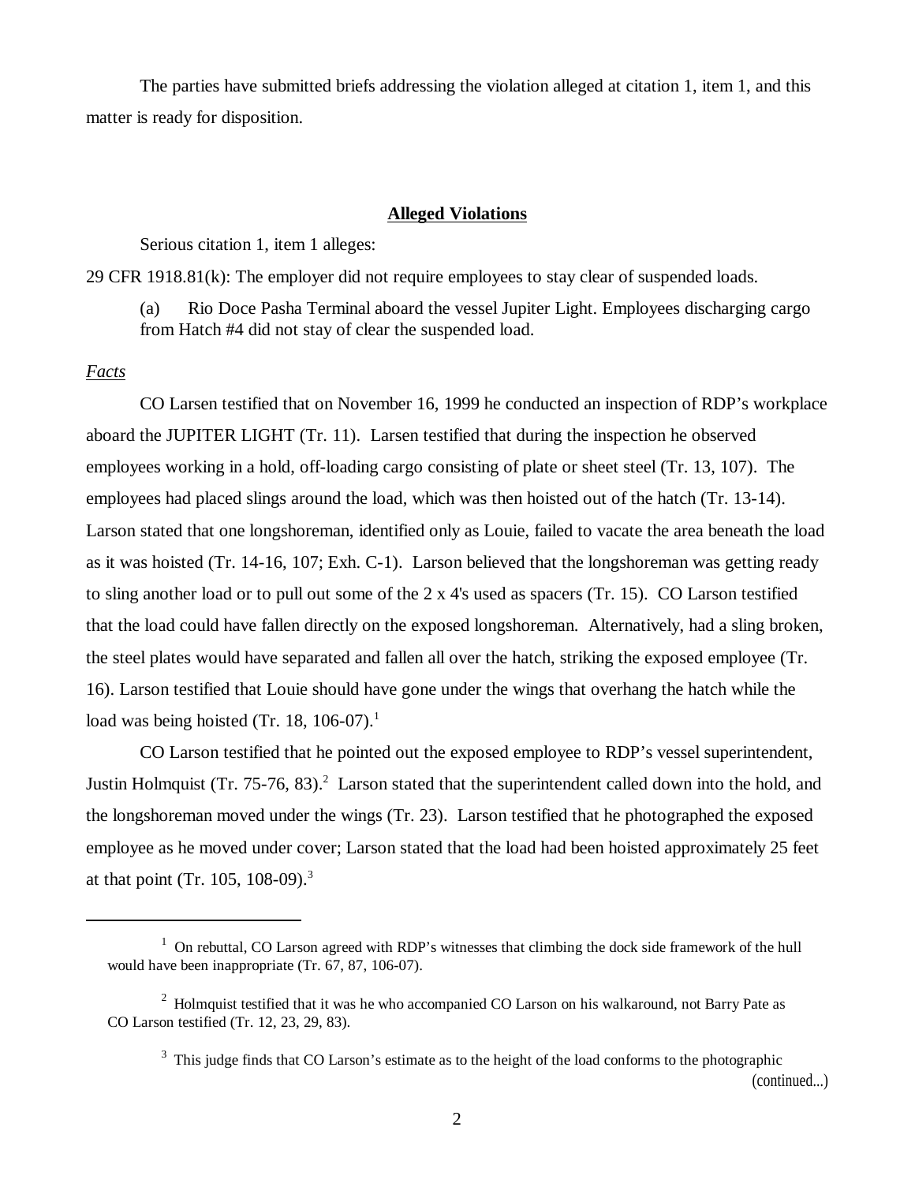The parties have submitted briefs addressing the violation alleged at citation 1, item 1, and this matter is ready for disposition.

## **Alleged Violations**

Serious citation 1, item 1 alleges:

29 CFR 1918.81(k): The employer did not require employees to stay clear of suspended loads.

> (a) Rio Doce Pasha Terminal aboard the vessel Jupiter Light. Employees discharging cargo from Hatch #4 did not stay of clear the suspended load.

*Facts*

CO Larsen testified that on November 16, 1999 he conducted an inspection of RDP's workplace aboard the JUPITER LIGHT (Tr. 11). Larsen testified that during the inspection he observed employees working in a hold, off-loading cargo consisting of plate or sheet steel (Tr. 13, 107). The employees had placed slings around the load, which was then hoisted out of the hatch (Tr. 13-14). Larson stated that one longshoreman, identified only as Louie, failed to vacate the area beneath the load as it was hoisted (Tr. 14-16, 107; Exh. C-1). Larson believed that the longshoreman was getting ready to sling another load or to pull out some of the 2 x 4's used as spacers (Tr. 15). CO Larson testified that the load could have fallen directly on the exposed longshoreman. Alternatively, had a sling broken, the steel plates would have separated and fallen all over the hatch, striking the exposed employee (Tr. 16). Larson testified that Louie should have gone under the wings that overhang the hatch while the load was being hoisted (Tr. 18, 106-07).[1]

CO Larson testified that he pointed out the exposed employee to RDP's vessel superintendent, Justin Holmquist (Tr. 75-76, 83).[2] Larson stated that the superintendent called down into the hold, and the longshoreman moved under the wings (Tr. 23). Larson testified that he photographed the exposed employee as he moved under cover; Larson stated that the load had been hoisted approximately 25 feet at that point (Tr. 105, 108-09).[3]

---

[1] On rebuttal, CO Larson agreed with RDP's witnesses that climbing the dock side framework of the hull would have been inappropriate (Tr. 67, 87, 106-07).

[2] Holmquist testified that it was he who accompanied CO Larson on his walkaround, not Barry Pate as CO Larson testified (Tr. 12, 23, 29, 83).

[3] This judge finds that CO Larson's estimate as to the height of the load conforms to the photographic (continued...)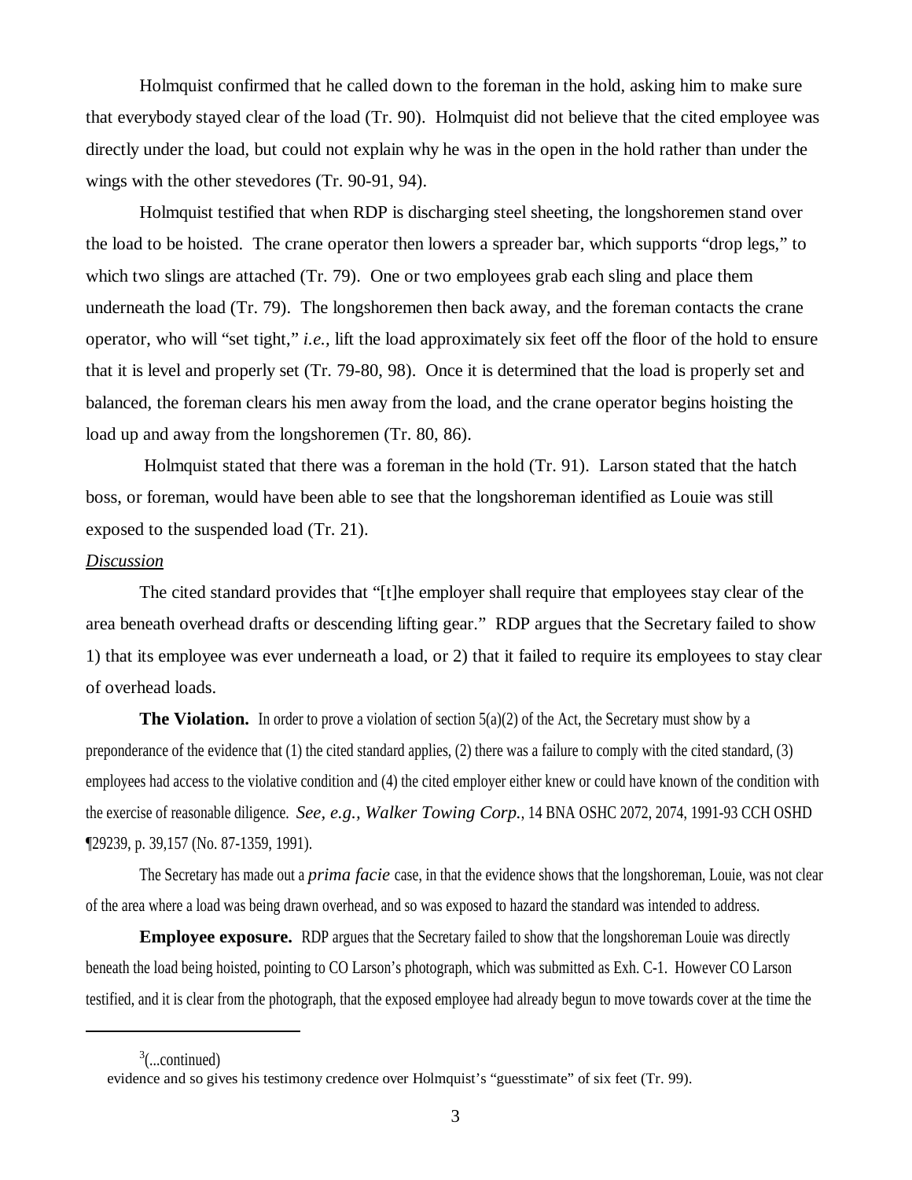Holmquist confirmed that he called down to the foreman in the hold, asking him to make sure that everybody stayed clear of the load (Tr. 90). Holmquist did not believe that the cited employee was directly under the load, but could not explain why he was in the open in the hold rather than under the wings with the other stevedores (Tr. 90-91, 94).

Holmquist testified that when RDP is discharging steel sheeting, the longshoremen stand over the load to be hoisted. The crane operator then lowers a spreader bar, which supports "drop legs," to which two slings are attached (Tr. 79). One or two employees grab each sling and place them underneath the load (Tr. 79). The longshoremen then back away, and the foreman contacts the crane operator, who will "set tight," *i.e.,* lift the load approximately six feet off the floor of the hold to ensure that it is level and properly set (Tr. 79-80, 98). Once it is determined that the load is properly set and balanced, the foreman clears his men away from the load, and the crane operator begins hoisting the load up and away from the longshoremen (Tr. 80, 86).

Holmquist stated that there was a foreman in the hold (Tr. 91). Larson stated that the hatch boss, or foreman, would have been able to see that the longshoreman identified as Louie was still exposed to the suspended load (Tr. 21).

*Discussion*

The cited standard provides that "[t]he employer shall require that employees stay clear of the area beneath overhead drafts or descending lifting gear." RDP argues that the Secretary failed to show 1) that its employee was ever underneath a load, or 2) that it failed to require its employees to stay clear of overhead loads.

**The Violation.** In order to prove a violation of section 5(a)(2) of the Act, the Secretary must show by a preponderance of the evidence that (1) the cited standard applies, (2) there was a failure to comply with the cited standard, (3) employees had access to the violative condition and (4) the cited employer either knew or could have known of the condition with the exercise of reasonable diligence. *See, e.g., Walker Towing Corp.*, 14 BNA OSHC 2072, 2074, 1991-93 CCH OSHD ¶29239, p. 39,157 (No. 87-1359, 1991).

The Secretary has made out a *prima facie* case, in that the evidence shows that the longshoreman, Louie, was not clear of the area where a load was being drawn overhead, and so was exposed to hazard the standard was intended to address.

**Employee exposure.** RDP argues that the Secretary failed to show that the longshoreman Louie was directly beneath the load being hoisted, pointing to CO Larson's photograph, which was submitted as Exh. C-1. However CO Larson testified, and it is clear from the photograph, that the exposed employee had already begun to move towards cover at the time the

---

[3](...continued)
evidence and so gives his testimony credence over Holmquist's "guesstimate" of six feet (Tr. 99).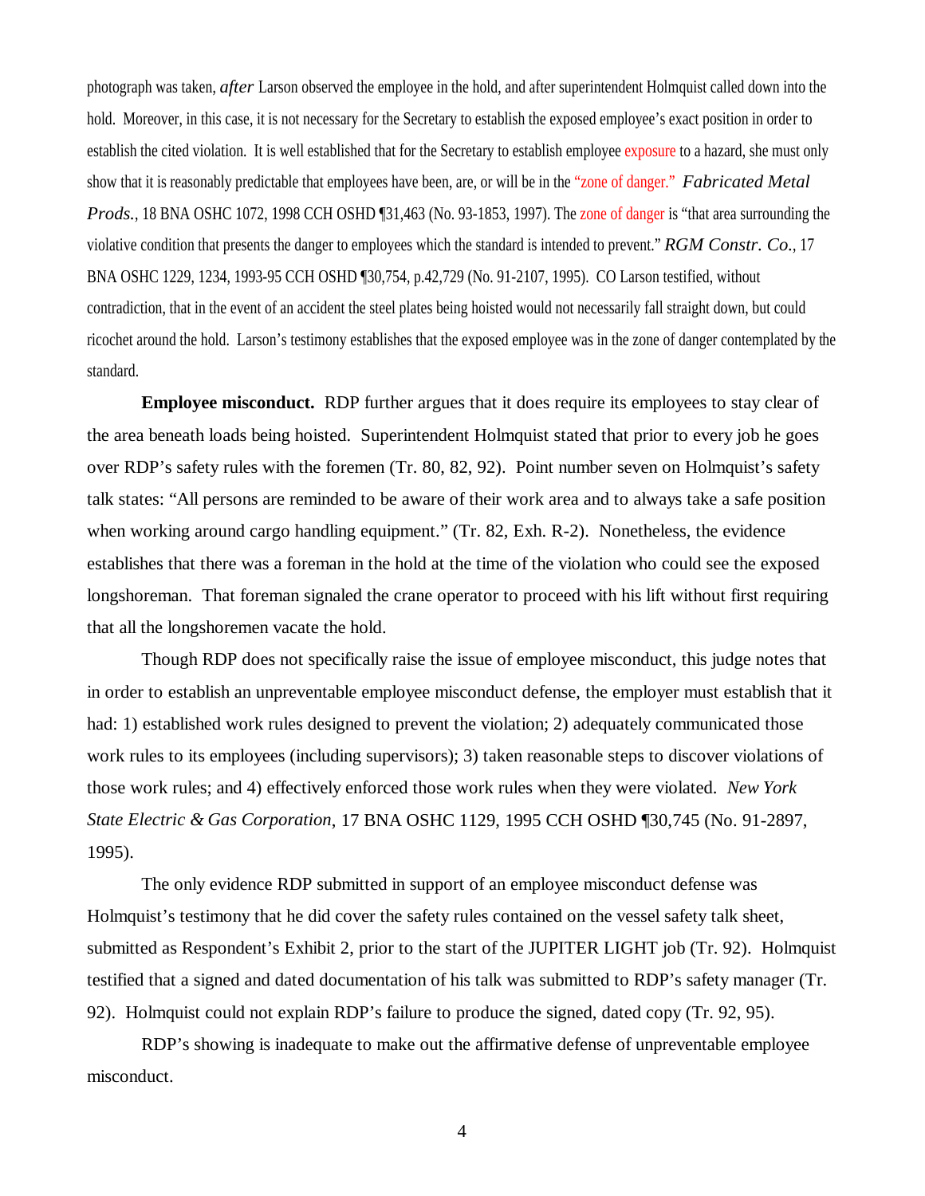photograph was taken, *after* Larson observed the employee in the hold, and after superintendent Holmquist called down into the hold. Moreover, in this case, it is not necessary for the Secretary to establish the exposed employee's exact position in order to establish the cited violation. It is well established that for the Secretary to establish employee exposure to a hazard, she must only show that it is reasonably predictable that employees have been, are, or will be in the "zone of danger." *Fabricated Metal Prods.*, 18 BNA OSHC 1072, 1998 CCH OSHD ¶31,463 (No. 93-1853, 1997). The zone of danger is "that area surrounding the violative condition that presents the danger to employees which the standard is intended to prevent." *RGM Constr. Co.*, 17 BNA OSHC 1229, 1234, 1993-95 CCH OSHD ¶30,754, p.42,729 (No. 91-2107, 1995). CO Larson testified, without contradiction, that in the event of an accident the steel plates being hoisted would not necessarily fall straight down, but could ricochet around the hold. Larson's testimony establishes that the exposed employee was in the zone of danger contemplated by the standard.

**Employee misconduct.** RDP further argues that it does require its employees to stay clear of the area beneath loads being hoisted. Superintendent Holmquist stated that prior to every job he goes over RDP's safety rules with the foremen (Tr. 80, 82, 92). Point number seven on Holmquist's safety talk states: "All persons are reminded to be aware of their work area and to always take a safe position when working around cargo handling equipment." (Tr. 82, Exh. R-2). Nonetheless, the evidence establishes that there was a foreman in the hold at the time of the violation who could see the exposed longshoreman. That foreman signaled the crane operator to proceed with his lift without first requiring that all the longshoremen vacate the hold.

Though RDP does not specifically raise the issue of employee misconduct, this judge notes that in order to establish an unpreventable employee misconduct defense, the employer must establish that it had: 1) established work rules designed to prevent the violation; 2) adequately communicated those work rules to its employees (including supervisors); 3) taken reasonable steps to discover violations of those work rules; and 4) effectively enforced those work rules when they were violated. *New York State Electric & Gas Corporation*, 17 BNA OSHC 1129, 1995 CCH OSHD ¶30,745 (No. 91-2897, 1995).

The only evidence RDP submitted in support of an employee misconduct defense was Holmquist's testimony that he did cover the safety rules contained on the vessel safety talk sheet, submitted as Respondent's Exhibit 2, prior to the start of the JUPITER LIGHT job (Tr. 92). Holmquist testified that a signed and dated documentation of his talk was submitted to RDP's safety manager (Tr. 92). Holmquist could not explain RDP's failure to produce the signed, dated copy (Tr. 92, 95).

RDP's showing is inadequate to make out the affirmative defense of unpreventable employee misconduct.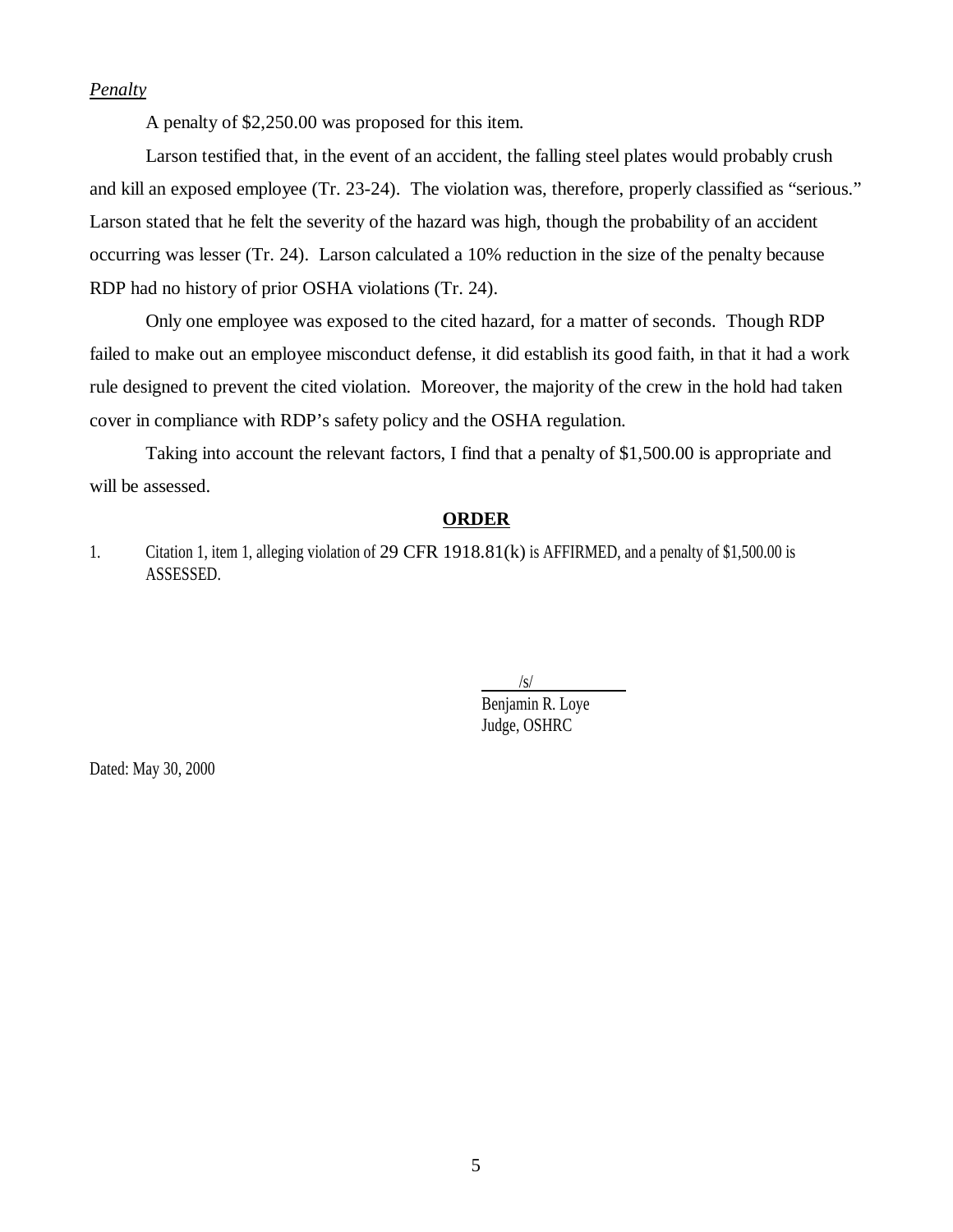*Penalty*

A penalty of $2,250.00 was proposed for this item.

Larson testified that, in the event of an accident, the falling steel plates would probably crush and kill an exposed employee (Tr. 23-24). The violation was, therefore, properly classified as "serious." Larson stated that he felt the severity of the hazard was high, though the probability of an accident occurring was lesser (Tr. 24). Larson calculated a 10% reduction in the size of the penalty because RDP had no history of prior OSHA violations (Tr. 24).

Only one employee was exposed to the cited hazard, for a matter of seconds. Though RDP failed to make out an employee misconduct defense, it did establish its good faith, in that it had a work rule designed to prevent the cited violation. Moreover, the majority of the crew in the hold had taken cover in compliance with RDP's safety policy and the OSHA regulation.

Taking into account the relevant factors, I find that a penalty of $1,500.00 is appropriate and will be assessed.

## ORDER

1. Citation 1, item 1, alleging violation of 29 CFR 1918.81(k) is AFFIRMED, and a penalty of $1,500.00 is ASSESSED.

/s/
Benjamin R. Loye
Judge, OSHRC

Dated: May 30, 2000